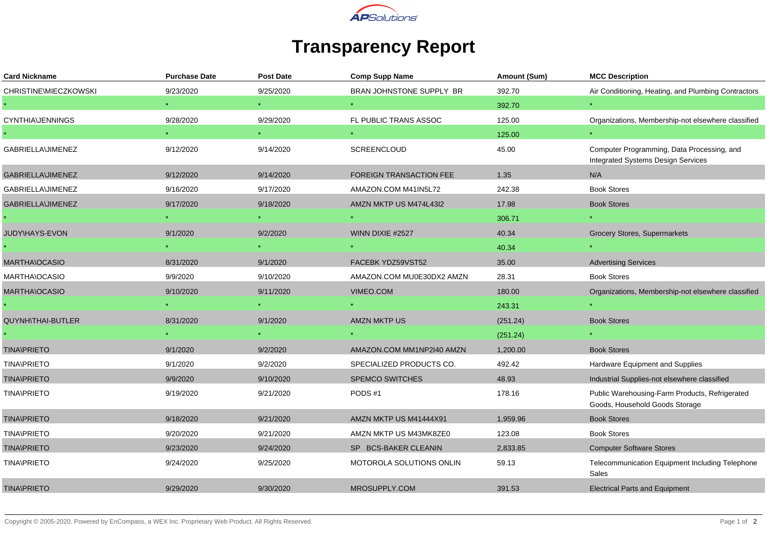# Transparency Report

| Card Nickname | Purchase Date | Post Date | Comp Supp Name | Amount (Sum) | MCC Description |
|---|---|---|---|---|---|
| CHRISTINE\MIECZKOWSKI | 9/23/2020 | 9/25/2020 | BRAN JOHNSTONE SUPPLY BR | 392.70 | Air Conditioning, Heating, and Plumbing Contractors |
| * | * | * | * | 392.70 | * |
| CYNTHIA\JENNINGS | 9/28/2020 | 9/29/2020 | FL PUBLIC TRANS ASSOC | 125.00 | Organizations, Membership-not elsewhere classified |
| * | * | * | * | 125.00 | * |
| GABRIELLA\JIMENEZ | 9/12/2020 | 9/14/2020 | SCREENCLOUD | 45.00 | Computer Programming, Data Processing, and Integrated Systems Design Services |
| GABRIELLA\JIMENEZ | 9/12/2020 | 9/14/2020 | FOREIGN TRANSACTION FEE | 1.35 | N/A |
| GABRIELLA\JIMENEZ | 9/16/2020 | 9/17/2020 | AMAZON.COM M41IN5L72 | 242.38 | Book Stores |
| GABRIELLA\JIMENEZ | 9/17/2020 | 9/18/2020 | AMZN MKTP US M474L43I2 | 17.98 | Book Stores |
| * | * | * | * | 306.71 | * |
| JUDY\HAYS-EVON | 9/1/2020 | 9/2/2020 | WINN DIXIE #2527 | 40.34 | Grocery Stores, Supermarkets |
| * | * | * | * | 40.34 | * |
| MARTHA\OCASIO | 8/31/2020 | 9/1/2020 | FACEBK YDZ59VST52 | 35.00 | Advertising Services |
| MARTHA\OCASIO | 9/9/2020 | 9/10/2020 | AMAZON.COM MU0E30DX2 AMZN | 28.31 | Book Stores |
| MARTHA\OCASIO | 9/10/2020 | 9/11/2020 | VIMEO.COM | 180.00 | Organizations, Membership-not elsewhere classified |
| * | * | * | * | 243.31 | * |
| QUYNH\THAI-BUTLER | 8/31/2020 | 9/1/2020 | AMZN MKTP US | (251.24) | Book Stores |
| * | * | * | * | (251.24) | * |
| TINA\PRIETO | 9/1/2020 | 9/2/2020 | AMAZON.COM MM1NP2I40 AMZN | 1,200.00 | Book Stores |
| TINA\PRIETO | 9/1/2020 | 9/2/2020 | SPECIALIZED PRODUCTS CO. | 492.42 | Hardware Equipment and Supplies |
| TINA\PRIETO | 9/9/2020 | 9/10/2020 | SPEMCO SWITCHES | 48.93 | Industrial Supplies-not elsewhere classified |
| TINA\PRIETO | 9/19/2020 | 9/21/2020 | PODS #1 | 178.16 | Public Warehousing-Farm Products, Refrigerated Goods, Household Goods Storage |
| TINA\PRIETO | 9/18/2020 | 9/21/2020 | AMZN MKTP US M41444X91 | 1,959.96 | Book Stores |
| TINA\PRIETO | 9/20/2020 | 9/21/2020 | AMZN MKTP US M43MK8ZE0 | 123.08 | Book Stores |
| TINA\PRIETO | 9/23/2020 | 9/24/2020 | SP BCS-BAKER CLEANIN | 2,833.85 | Computer Software Stores |
| TINA\PRIETO | 9/24/2020 | 9/25/2020 | MOTOROLA SOLUTIONS ONLIN | 59.13 | Telecommunication Equipment Including Telephone Sales |
| TINA\PRIETO | 9/29/2020 | 9/30/2020 | MROSUPPLY.COM | 391.53 | Electrical Parts and Equipment |

Copyright © 2005-2020. Powered by EnCompass, a WEX Inc. Proprietary Web Product. All Rights Reserved.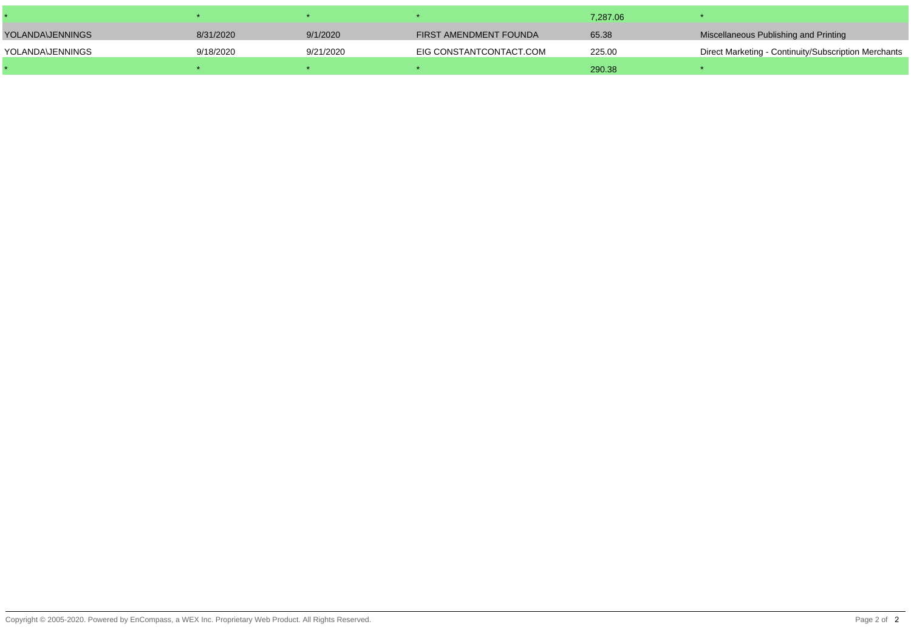| | | | | | |
|---|---|---|---|---|---|
| * | * | * | * | 7,287.06 | * |
| YOLANDA\JENNINGS | 8/31/2020 | 9/1/2020 | FIRST AMENDMENT FOUNDA | 65.38 | Miscellaneous Publishing and Printing |
| YOLANDA\JENNINGS | 9/18/2020 | 9/21/2020 | EIG CONSTANTCONTACT.COM | 225.00 | Direct Marketing - Continuity/Subscription Merchants |
| * | * | * | * | 290.38 | * |

Copyright © 2005-2020. Powered by EnCompass, a WEX Inc. Proprietary Web Product. All Rights Reserved.